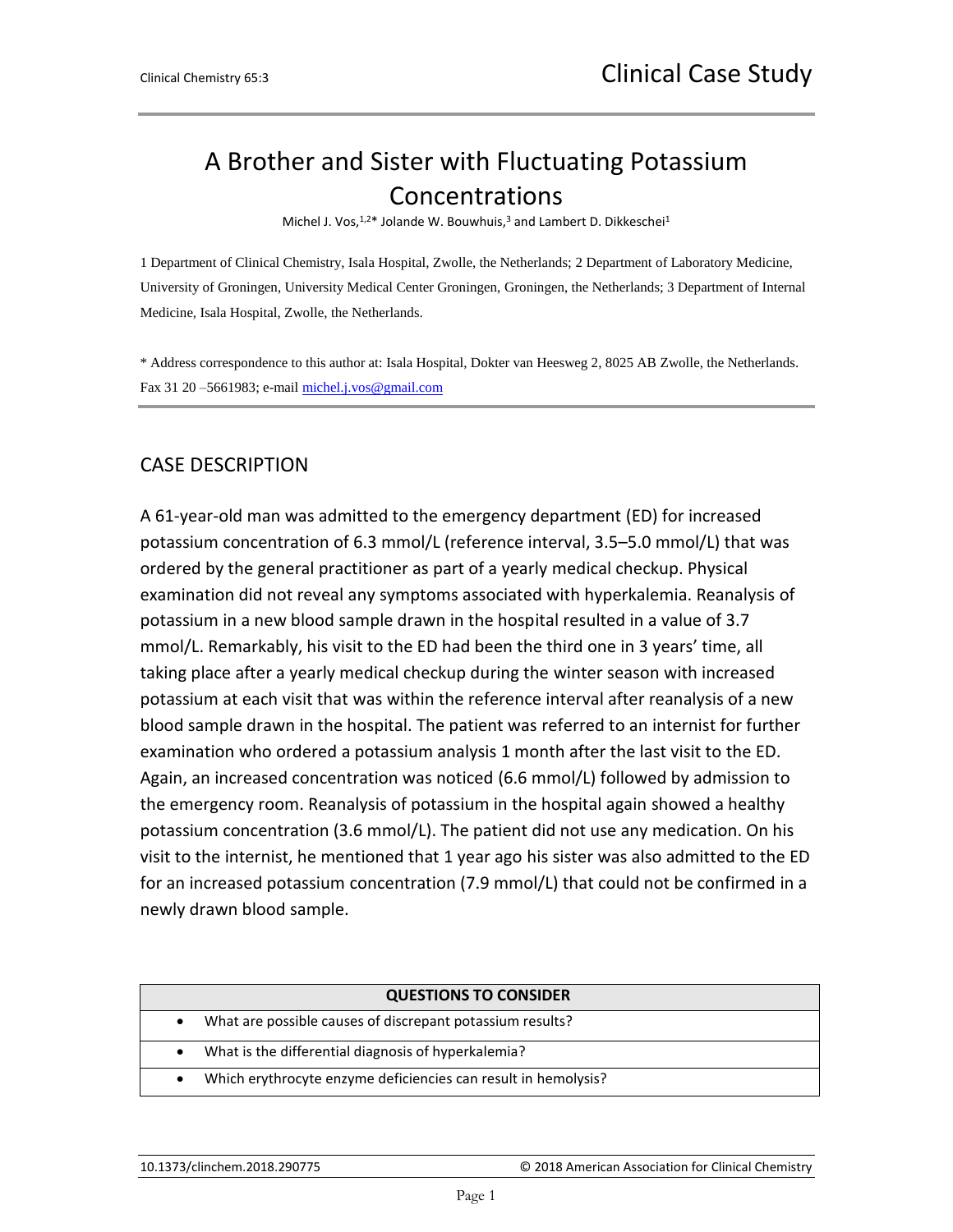# A Brother and Sister with Fluctuating Potassium Concentrations

Michel J. Vos,[1,2]* Jolande W. Bouwhuis,[3] and Lambert D. Dikkeschei[1]

1 Department of Clinical Chemistry, Isala Hospital, Zwolle, the Netherlands; 2 Department of Laboratory Medicine, University of Groningen, University Medical Center Groningen, Groningen, the Netherlands; 3 Department of Internal Medicine, Isala Hospital, Zwolle, the Netherlands.

* Address correspondence to this author at: Isala Hospital, Dokter van Heesweg 2, 8025 AB Zwolle, the Netherlands. Fax 31 20 –5661983; e-mail michel.j.vos@gmail.com

## CASE DESCRIPTION

A 61-year-old man was admitted to the emergency department (ED) for increased potassium concentration of 6.3 mmol/L (reference interval, 3.5–5.0 mmol/L) that was ordered by the general practitioner as part of a yearly medical checkup. Physical examination did not reveal any symptoms associated with hyperkalemia. Reanalysis of potassium in a new blood sample drawn in the hospital resulted in a value of 3.7 mmol/L. Remarkably, his visit to the ED had been the third one in 3 years' time, all taking place after a yearly medical checkup during the winter season with increased potassium at each visit that was within the reference interval after reanalysis of a new blood sample drawn in the hospital. The patient was referred to an internist for further examination who ordered a potassium analysis 1 month after the last visit to the ED. Again, an increased concentration was noticed (6.6 mmol/L) followed by admission to the emergency room. Reanalysis of potassium in the hospital again showed a healthy potassium concentration (3.6 mmol/L). The patient did not use any medication. On his visit to the internist, he mentioned that 1 year ago his sister was also admitted to the ED for an increased potassium concentration (7.9 mmol/L) that could not be confirmed in a newly drawn blood sample.

| QUESTIONS TO CONSIDER |
| --- |
| • What are possible causes of discrepant potassium results? |
| • What is the differential diagnosis of hyperkalemia? |
| • Which erythrocyte enzyme deficiencies can result in hemolysis? |

10.1373/clinchem.2018.290775 © 2018 American Association for Clinical Chemistry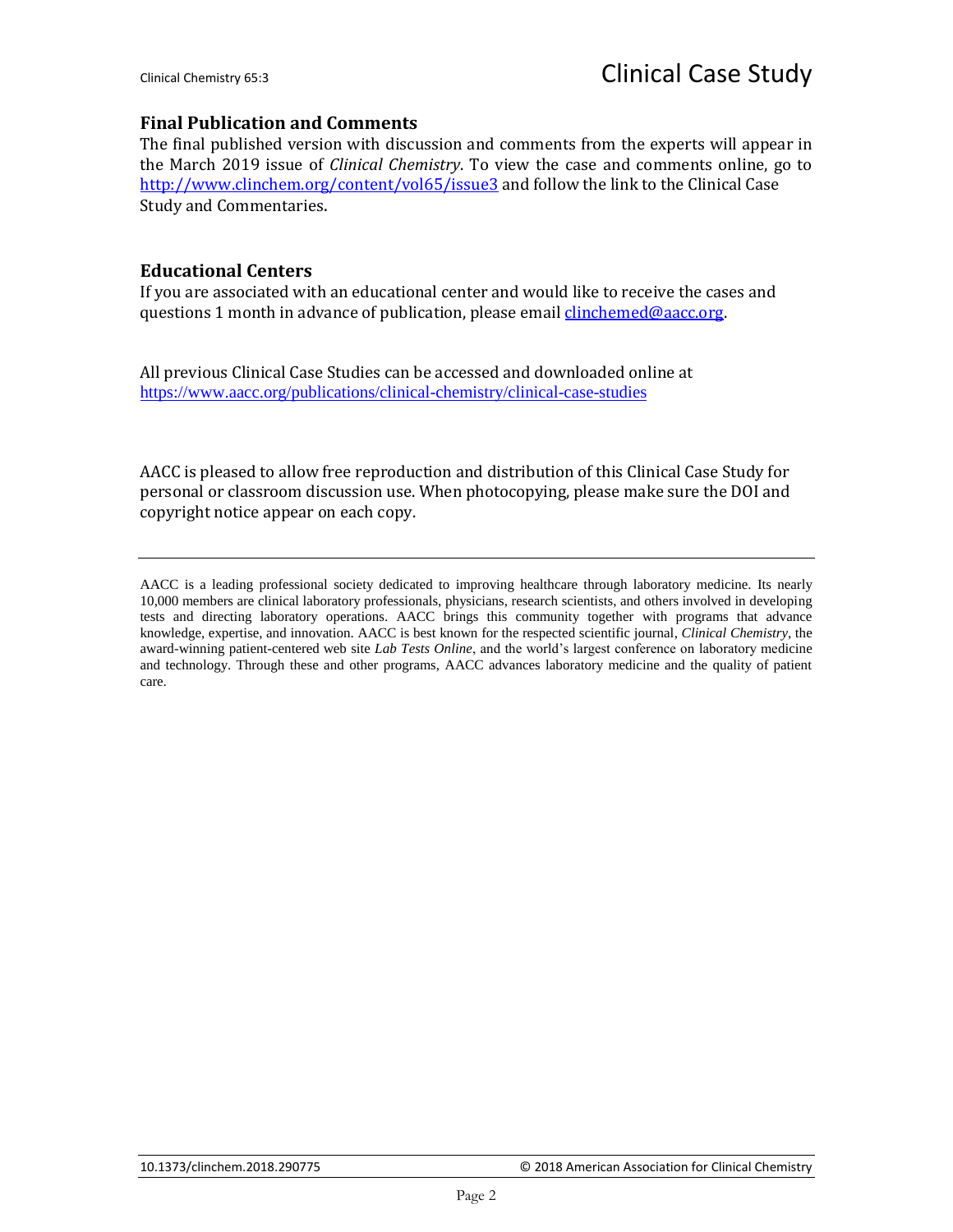## Final Publication and Comments

The final published version with discussion and comments from the experts will appear in the March 2019 issue of *Clinical Chemistry*. To view the case and comments online, go to http://www.clinchem.org/content/vol65/issue3 and follow the link to the Clinical Case Study and Commentaries.

## Educational Centers

If you are associated with an educational center and would like to receive the cases and questions 1 month in advance of publication, please email clinchemed@aacc.org.

All previous Clinical Case Studies can be accessed and downloaded online at https://www.aacc.org/publications/clinical-chemistry/clinical-case-studies

AACC is pleased to allow free reproduction and distribution of this Clinical Case Study for personal or classroom discussion use. When photocopying, please make sure the DOI and copyright notice appear on each copy.

---

AACC is a leading professional society dedicated to improving healthcare through laboratory medicine. Its nearly 10,000 members are clinical laboratory professionals, physicians, research scientists, and others involved in developing tests and directing laboratory operations. AACC brings this community together with programs that advance knowledge, expertise, and innovation. AACC is best known for the respected scientific journal, *Clinical Chemistry*, the award-winning patient-centered web site *Lab Tests Online*, and the world's largest conference on laboratory medicine and technology. Through these and other programs, AACC advances laboratory medicine and the quality of patient care.

10.1373/clinchem.2018.290775 © 2018 American Association for Clinical Chemistry